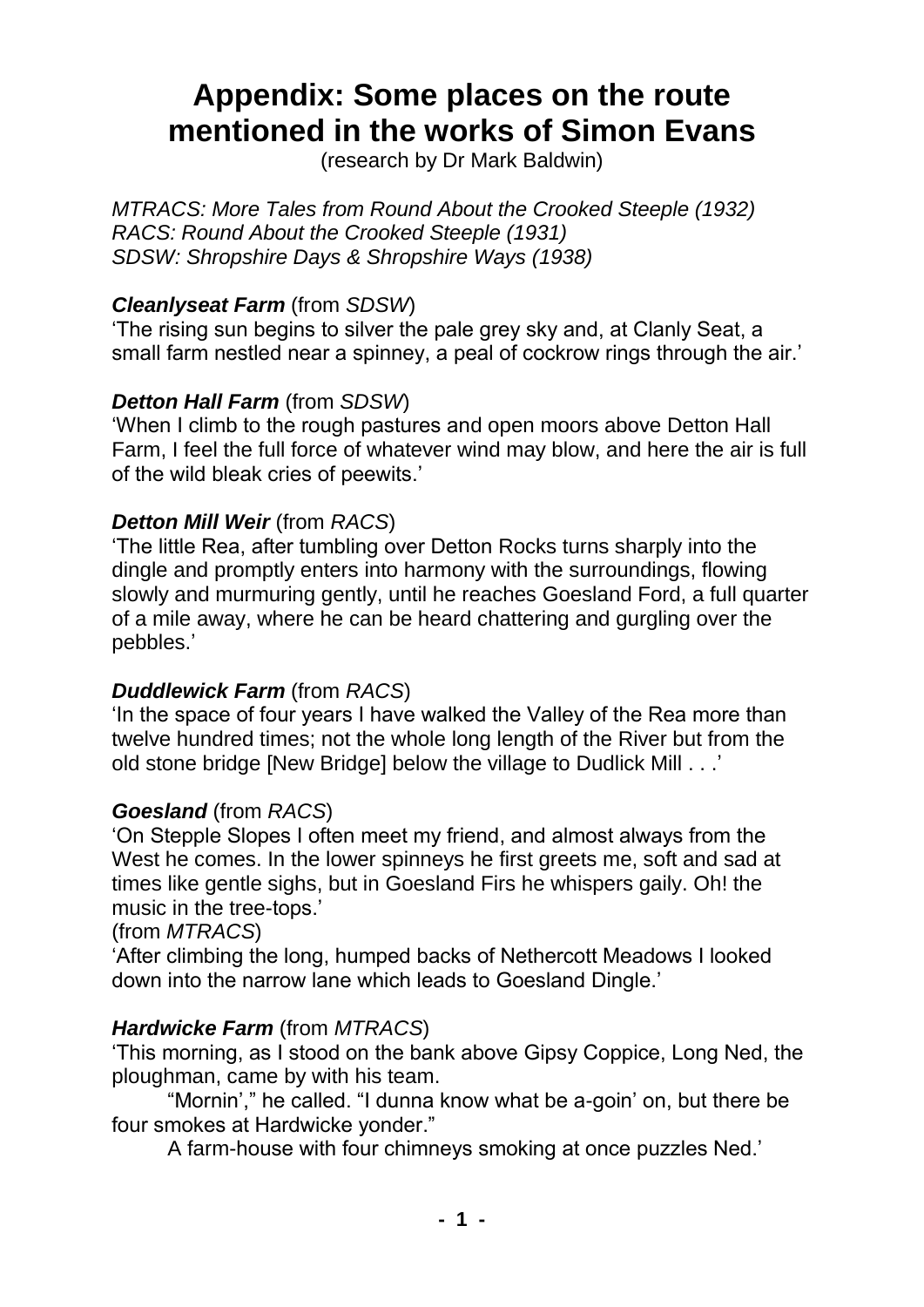# Appendix: Some places on the route mentioned in the works of Simon Evans

(research by Dr Mark Baldwin)

*MTRACS: More Tales from Round About the Crooked Steeple (1932)*
*RACS: Round About the Crooked Steeple (1931)*
*SDSW: Shropshire Days & Shropshire Ways (1938)*

***Cleanlyseat Farm*** (from *SDSW*)

'The rising sun begins to silver the pale grey sky and, at Clanly Seat, a small farm nestled near a spinney, a peal of cockrow rings through the air.'

***Detton Hall Farm*** (from *SDSW*)

'When I climb to the rough pastures and open moors above Detton Hall Farm, I feel the full force of whatever wind may blow, and here the air is full of the wild bleak cries of peewits.'

***Detton Mill Weir*** (from *RACS*)

'The little Rea, after tumbling over Detton Rocks turns sharply into the dingle and promptly enters into harmony with the surroundings, flowing slowly and murmuring gently, until he reaches Goesland Ford, a full quarter of a mile away, where he can be heard chattering and gurgling over the pebbles.'

***Duddlewick Farm*** (from *RACS*)

'In the space of four years I have walked the Valley of the Rea more than twelve hundred times; not the whole long length of the River but from the old stone bridge [New Bridge] below the village to Dudlick Mill . . .'

***Goesland*** (from *RACS*)

'On Stepple Slopes I often meet my friend, and almost always from the West he comes. In the lower spinneys he first greets me, soft and sad at times like gentle sighs, but in Goesland Firs he whispers gaily. Oh! the music in the tree-tops.'

(from *MTRACS*)

'After climbing the long, humped backs of Nethercott Meadows I looked down into the narrow lane which leads to Goesland Dingle.'

***Hardwicke Farm*** (from *MTRACS*)

'This morning, as I stood on the bank above Gipsy Coppice, Long Ned, the ploughman, came by with his team.

"Mornin'," he called. "I dunna know what be a-goin' on, but there be four smokes at Hardwicke yonder."

A farm-house with four chimneys smoking at once puzzles Ned.'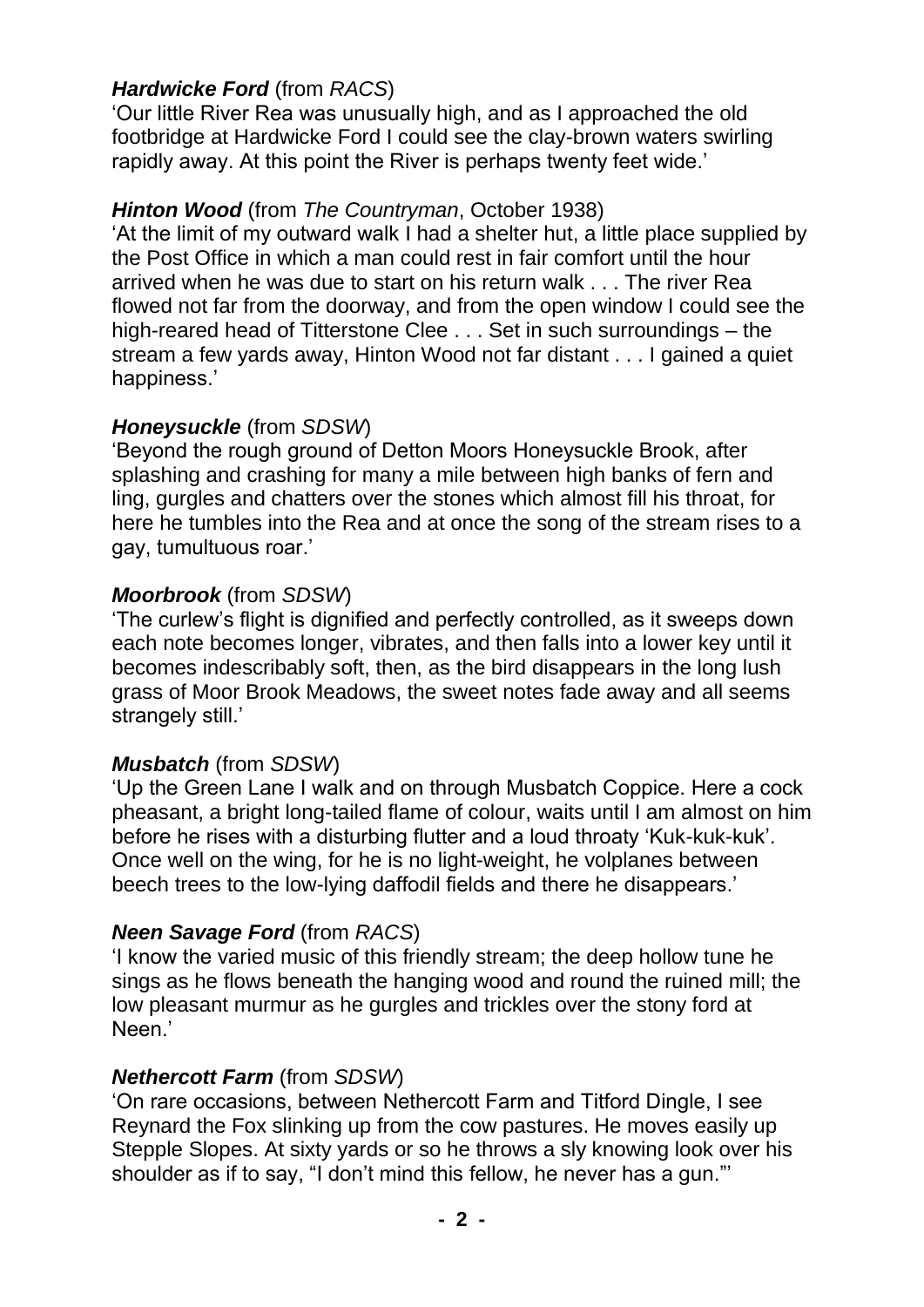***Hardwicke Ford*** (from *RACS*)
'Our little River Rea was unusually high, and as I approached the old footbridge at Hardwicke Ford I could see the clay-brown waters swirling rapidly away. At this point the River is perhaps twenty feet wide.'

***Hinton Wood*** (from *The Countryman*, October 1938)
'At the limit of my outward walk I had a shelter hut, a little place supplied by the Post Office in which a man could rest in fair comfort until the hour arrived when he was due to start on his return walk . . . The river Rea flowed not far from the doorway, and from the open window I could see the high-reared head of Titterstone Clee . . . Set in such surroundings – the stream a few yards away, Hinton Wood not far distant . . . I gained a quiet happiness.'

***Honeysuckle*** (from *SDSW*)
'Beyond the rough ground of Detton Moors Honeysuckle Brook, after splashing and crashing for many a mile between high banks of fern and ling, gurgles and chatters over the stones which almost fill his throat, for here he tumbles into the Rea and at once the song of the stream rises to a gay, tumultuous roar.'

***Moorbrook*** (from *SDSW*)
'The curlew's flight is dignified and perfectly controlled, as it sweeps down each note becomes longer, vibrates, and then falls into a lower key until it becomes indescribably soft, then, as the bird disappears in the long lush grass of Moor Brook Meadows, the sweet notes fade away and all seems strangely still.'

***Musbatch*** (from *SDSW*)
'Up the Green Lane I walk and on through Musbatch Coppice. Here a cock pheasant, a bright long-tailed flame of colour, waits until I am almost on him before he rises with a disturbing flutter and a loud throaty 'Kuk-kuk-kuk'. Once well on the wing, for he is no light-weight, he volplanes between beech trees to the low-lying daffodil fields and there he disappears.'

***Neen Savage Ford*** (from *RACS*)
'I know the varied music of this friendly stream; the deep hollow tune he sings as he flows beneath the hanging wood and round the ruined mill; the low pleasant murmur as he gurgles and trickles over the stony ford at Neen.'

***Nethercott Farm*** (from *SDSW*)
'On rare occasions, between Nethercott Farm and Titford Dingle, I see Reynard the Fox slinking up from the cow pastures. He moves easily up Stepple Slopes. At sixty yards or so he throws a sly knowing look over his shoulder as if to say, "I don't mind this fellow, he never has a gun."'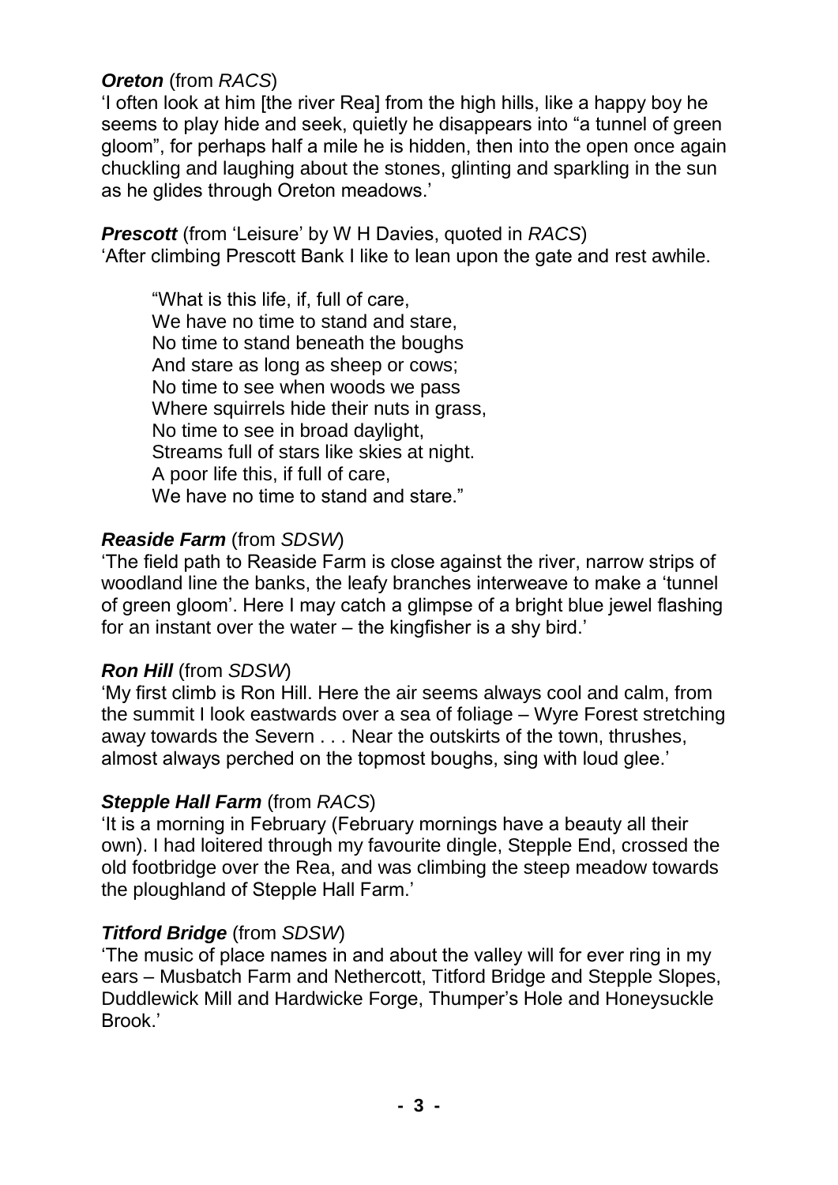***Oreton*** (from *RACS*)
'I often look at him [the river Rea] from the high hills, like a happy boy he seems to play hide and seek, quietly he disappears into "a tunnel of green gloom", for perhaps half a mile he is hidden, then into the open once again chuckling and laughing about the stones, glinting and sparkling in the sun as he glides through Oreton meadows.'

***Prescott*** (from 'Leisure' by W H Davies, quoted in *RACS*)
'After climbing Prescott Bank I like to lean upon the gate and rest awhile.

> "What is this life, if, full of care,
> We have no time to stand and stare,
> No time to stand beneath the boughs
> And stare as long as sheep or cows;
> No time to see when woods we pass
> Where squirrels hide their nuts in grass,
> No time to see in broad daylight,
> Streams full of stars like skies at night.
> A poor life this, if full of care,
> We have no time to stand and stare."

***Reaside Farm*** (from *SDSW*)
'The field path to Reaside Farm is close against the river, narrow strips of woodland line the banks, the leafy branches interweave to make a 'tunnel of green gloom'. Here I may catch a glimpse of a bright blue jewel flashing for an instant over the water – the kingfisher is a shy bird.'

***Ron Hill*** (from *SDSW*)
'My first climb is Ron Hill. Here the air seems always cool and calm, from the summit I look eastwards over a sea of foliage – Wyre Forest stretching away towards the Severn . . . Near the outskirts of the town, thrushes, almost always perched on the topmost boughs, sing with loud glee.'

***Stepple Hall Farm*** (from *RACS*)
'It is a morning in February (February mornings have a beauty all their own). I had loitered through my favourite dingle, Stepple End, crossed the old footbridge over the Rea, and was climbing the steep meadow towards the ploughland of Stepple Hall Farm.'

***Titford Bridge*** (from *SDSW*)
'The music of place names in and about the valley will for ever ring in my ears – Musbatch Farm and Nethercott, Titford Bridge and Stepple Slopes, Duddlewick Mill and Hardwicke Forge, Thumper's Hole and Honeysuckle Brook.'